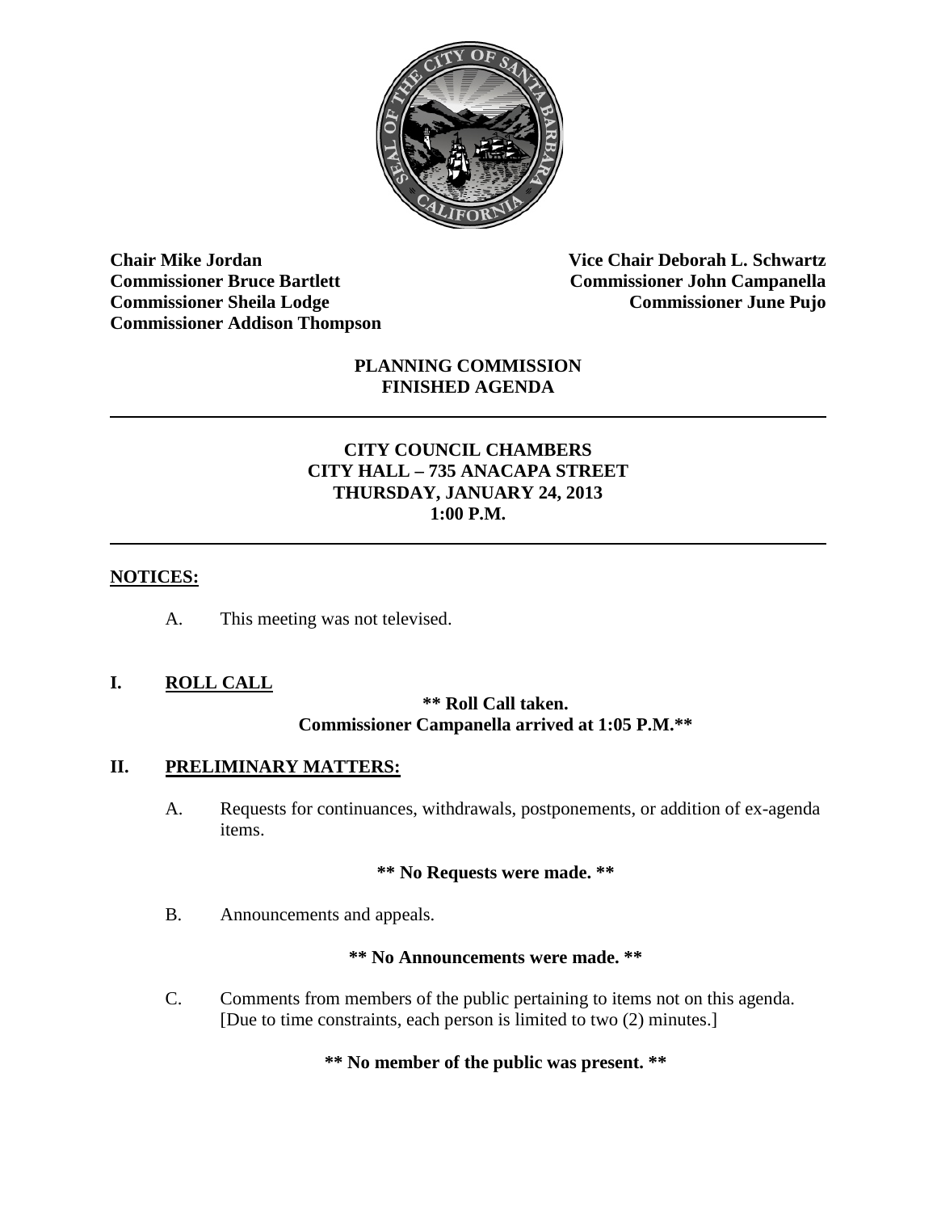**Chair Mike Jordan**
**Vice Chair Deborah L. Schwartz**
**Commissioner Bruce Bartlett**
**Commissioner John Campanella**
**Commissioner Sheila Lodge**
**Commissioner June Pujo**
**Commissioner Addison Thompson**

# PLANNING COMMISSION FINISHED AGENDA

---

**CITY COUNCIL CHAMBERS**
**CITY HALL – 735 ANACAPA STREET**
**THURSDAY, JANUARY 24, 2013**
**1:00 P.M.**

---

## NOTICES:

A. This meeting was not televised.

## I. ROLL CALL

**\*\* Roll Call taken.**
**Commissioner Campanella arrived at 1:05 P.M.\*\***

## II. PRELIMINARY MATTERS:

A. Requests for continuances, withdrawals, postponements, or addition of ex-agenda items.

**\*\* No Requests were made. \*\***

B. Announcements and appeals.

**\*\* No Announcements were made. \*\***

C. Comments from members of the public pertaining to items not on this agenda. [Due to time constraints, each person is limited to two (2) minutes.]

**\*\* No member of the public was present. \*\***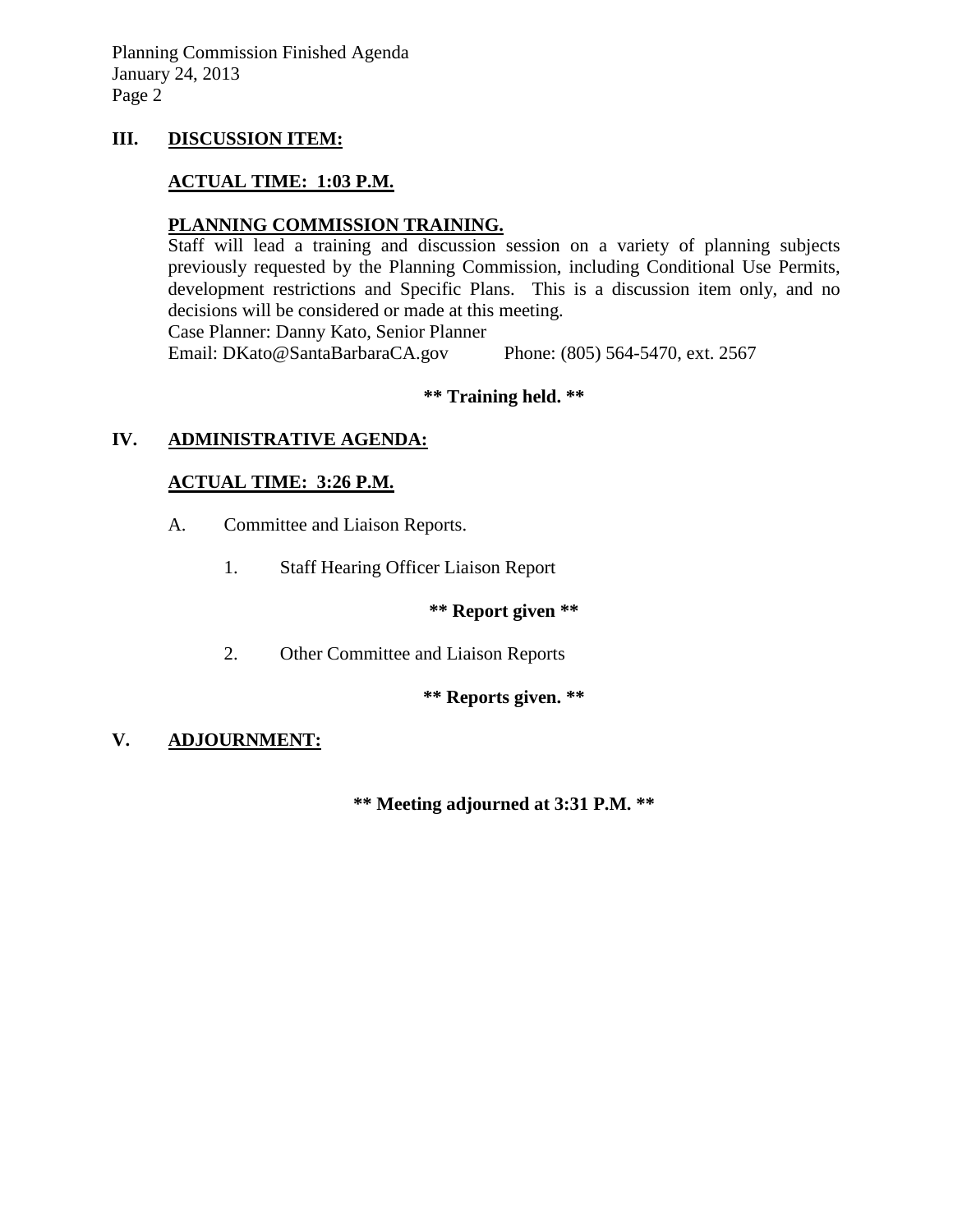## III. DISCUSSION ITEM:

**ACTUAL TIME: 1:03 P.M.**

**PLANNING COMMISSION TRAINING.**

Staff will lead a training and discussion session on a variety of planning subjects previously requested by the Planning Commission, including Conditional Use Permits, development restrictions and Specific Plans. This is a discussion item only, and no decisions will be considered or made at this meeting.

Case Planner: Danny Kato, Senior Planner

Email: DKato@SantaBarbaraCA.gov Phone: (805) 564-5470, ext. 2567

**\*\* Training held. \*\***

## IV. ADMINISTRATIVE AGENDA:

**ACTUAL TIME: 3:26 P.M.**

A. Committee and Liaison Reports.

1. Staff Hearing Officer Liaison Report

**\*\* Report given \*\***

2. Other Committee and Liaison Reports

**\*\* Reports given. \*\***

## V. ADJOURNMENT:

**\*\* Meeting adjourned at 3:31 P.M. \*\***